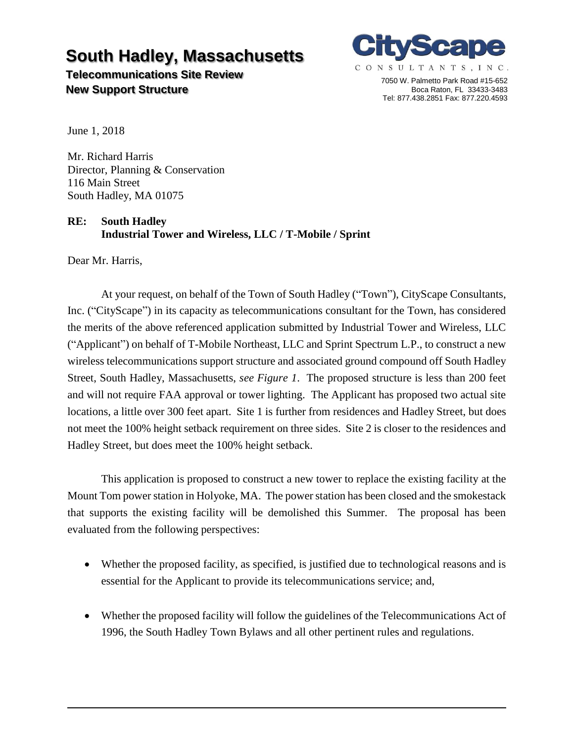# South Hadley, Massachusetts

**Telecommunications Site Review**
**New Support Structure**

**CityScape**
CONSULTANTS, INC.
7050 W. Palmetto Park Road #15-652
Boca Raton, FL 33433-3483
Tel: 877.438.2851 Fax: 877.220.4593

June 1, 2018

Mr. Richard Harris
Director, Planning & Conservation
116 Main Street
South Hadley, MA 01075

**RE: South Hadley**
**Industrial Tower and Wireless, LLC / T-Mobile / Sprint**

Dear Mr. Harris,

At your request, on behalf of the Town of South Hadley ("Town"), CityScape Consultants, Inc. ("CityScape") in its capacity as telecommunications consultant for the Town, has considered the merits of the above referenced application submitted by Industrial Tower and Wireless, LLC ("Applicant") on behalf of T-Mobile Northeast, LLC and Sprint Spectrum L.P., to construct a new wireless telecommunications support structure and associated ground compound off South Hadley Street, South Hadley, Massachusetts, *see Figure 1*. The proposed structure is less than 200 feet and will not require FAA approval or tower lighting. The Applicant has proposed two actual site locations, a little over 300 feet apart. Site 1 is further from residences and Hadley Street, but does not meet the 100% height setback requirement on three sides. Site 2 is closer to the residences and Hadley Street, but does meet the 100% height setback.

This application is proposed to construct a new tower to replace the existing facility at the Mount Tom power station in Holyoke, MA. The power station has been closed and the smokestack that supports the existing facility will be demolished this Summer. The proposal has been evaluated from the following perspectives:

- Whether the proposed facility, as specified, is justified due to technological reasons and is essential for the Applicant to provide its telecommunications service; and,
- Whether the proposed facility will follow the guidelines of the Telecommunications Act of 1996, the South Hadley Town Bylaws and all other pertinent rules and regulations.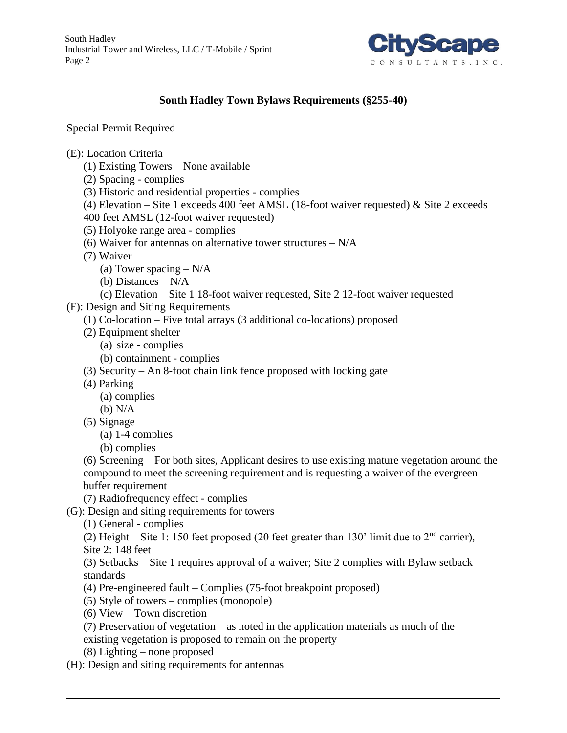## South Hadley Town Bylaws Requirements (§255-40)

Special Permit Required

(E): Location Criteria

- (1) Existing Towers – None available
- (2) Spacing - complies
- (3) Historic and residential properties - complies
- (4) Elevation – Site 1 exceeds 400 feet AMSL (18-foot waiver requested) & Site 2 exceeds 400 feet AMSL (12-foot waiver requested)
- (5) Holyoke range area - complies
- (6) Waiver for antennas on alternative tower structures – N/A
- (7) Waiver
  - (a) Tower spacing – N/A
  - (b) Distances – N/A
  - (c) Elevation – Site 1 18-foot waiver requested, Site 2 12-foot waiver requested

(F): Design and Siting Requirements

- (1) Co-location – Five total arrays (3 additional co-locations) proposed
- (2) Equipment shelter
  - (a) size - complies
  - (b) containment - complies
- (3) Security – An 8-foot chain link fence proposed with locking gate
- (4) Parking
  - (a) complies
  - (b) N/A
- (5) Signage
  - (a) 1-4 complies
  - (b) complies
- (6) Screening – For both sites, Applicant desires to use existing mature vegetation around the compound to meet the screening requirement and is requesting a waiver of the evergreen buffer requirement
- (7) Radiofrequency effect - complies

(G): Design and siting requirements for towers

- (1) General - complies
- (2) Height – Site 1: 150 feet proposed (20 feet greater than 130' limit due to 2nd carrier), Site 2: 148 feet
- (3) Setbacks – Site 1 requires approval of a waiver; Site 2 complies with Bylaw setback standards
- (4) Pre-engineered fault – Complies (75-foot breakpoint proposed)
- (5) Style of towers – complies (monopole)
- (6) View – Town discretion
- (7) Preservation of vegetation – as noted in the application materials as much of the existing vegetation is proposed to remain on the property
- (8) Lighting – none proposed

(H): Design and siting requirements for antennas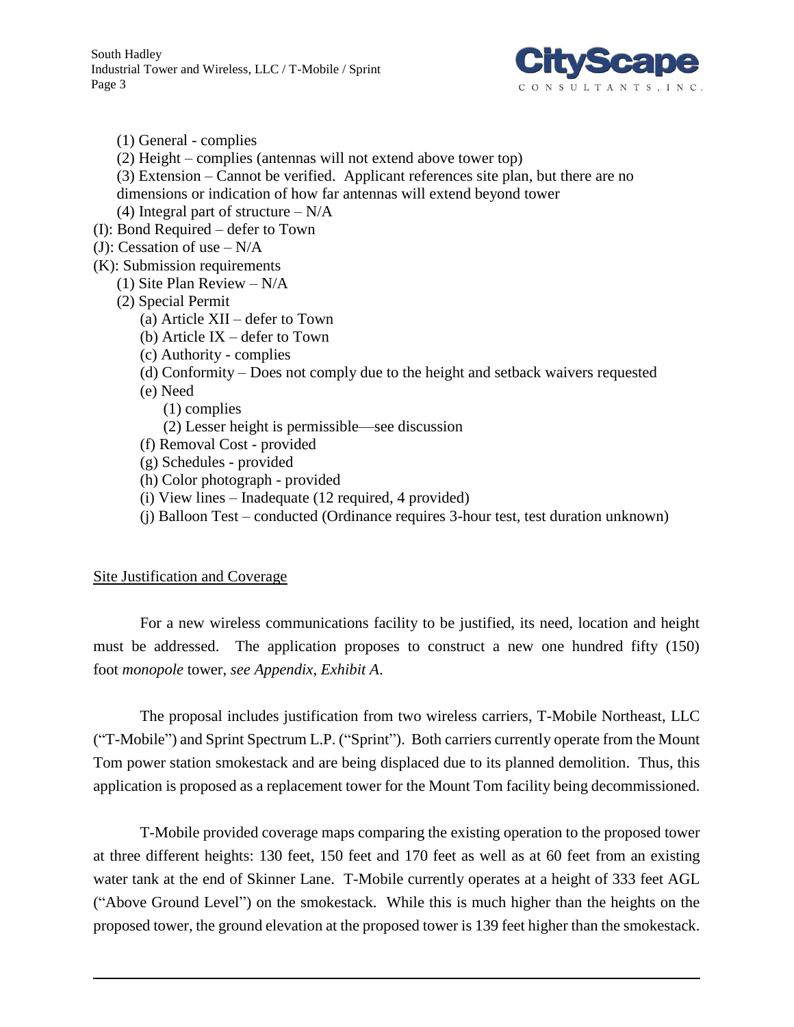- (1) General - complies
  - (2) Height – complies (antennas will not extend above tower top)
  - (3) Extension – Cannot be verified. Applicant references site plan, but there are no dimensions or indication of how far antennas will extend beyond tower
  - (4) Integral part of structure – N/A
- (I): Bond Required – defer to Town
- (J): Cessation of use – N/A
- (K): Submission requirements
  - (1) Site Plan Review – N/A
  - (2) Special Permit
    - (a) Article XII – defer to Town
    - (b) Article IX – defer to Town
    - (c) Authority - complies
    - (d) Conformity – Does not comply due to the height and setback waivers requested
    - (e) Need
      - (1) complies
      - (2) Lesser height is permissible—see discussion
    - (f) Removal Cost - provided
    - (g) Schedules - provided
    - (h) Color photograph - provided
    - (i) View lines – Inadequate (12 required, 4 provided)
    - (j) Balloon Test – conducted (Ordinance requires 3-hour test, test duration unknown)

## Site Justification and Coverage

For a new wireless communications facility to be justified, its need, location and height must be addressed. The application proposes to construct a new one hundred fifty (150) foot *monopole* tower, *see Appendix, Exhibit A*.

The proposal includes justification from two wireless carriers, T-Mobile Northeast, LLC ("T-Mobile") and Sprint Spectrum L.P. ("Sprint"). Both carriers currently operate from the Mount Tom power station smokestack and are being displaced due to its planned demolition. Thus, this application is proposed as a replacement tower for the Mount Tom facility being decommissioned.

T-Mobile provided coverage maps comparing the existing operation to the proposed tower at three different heights: 130 feet, 150 feet and 170 feet as well as at 60 feet from an existing water tank at the end of Skinner Lane. T-Mobile currently operates at a height of 333 feet AGL ("Above Ground Level") on the smokestack. While this is much higher than the heights on the proposed tower, the ground elevation at the proposed tower is 139 feet higher than the smokestack.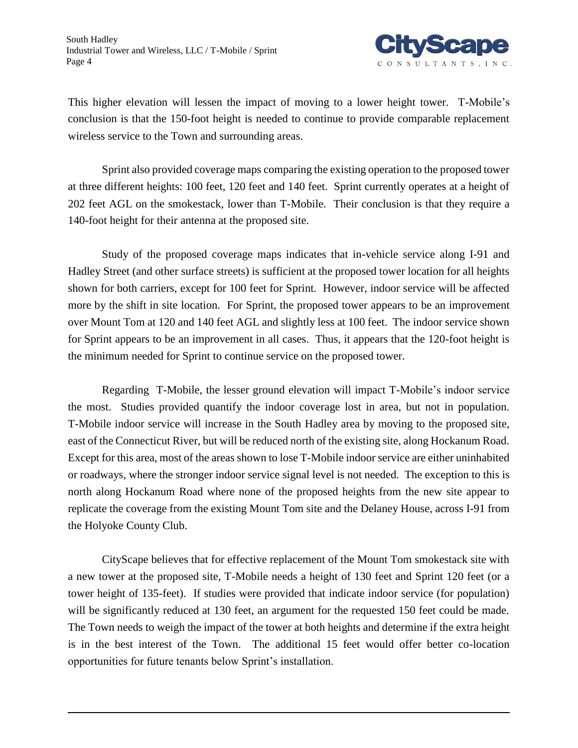This higher elevation will lessen the impact of moving to a lower height tower. T-Mobile's conclusion is that the 150-foot height is needed to continue to provide comparable replacement wireless service to the Town and surrounding areas.

Sprint also provided coverage maps comparing the existing operation to the proposed tower at three different heights: 100 feet, 120 feet and 140 feet. Sprint currently operates at a height of 202 feet AGL on the smokestack, lower than T-Mobile. Their conclusion is that they require a 140-foot height for their antenna at the proposed site.

Study of the proposed coverage maps indicates that in-vehicle service along I-91 and Hadley Street (and other surface streets) is sufficient at the proposed tower location for all heights shown for both carriers, except for 100 feet for Sprint. However, indoor service will be affected more by the shift in site location. For Sprint, the proposed tower appears to be an improvement over Mount Tom at 120 and 140 feet AGL and slightly less at 100 feet. The indoor service shown for Sprint appears to be an improvement in all cases. Thus, it appears that the 120-foot height is the minimum needed for Sprint to continue service on the proposed tower.

Regarding T-Mobile, the lesser ground elevation will impact T-Mobile's indoor service the most. Studies provided quantify the indoor coverage lost in area, but not in population. T-Mobile indoor service will increase in the South Hadley area by moving to the proposed site, east of the Connecticut River, but will be reduced north of the existing site, along Hockanum Road. Except for this area, most of the areas shown to lose T-Mobile indoor service are either uninhabited or roadways, where the stronger indoor service signal level is not needed. The exception to this is north along Hockanum Road where none of the proposed heights from the new site appear to replicate the coverage from the existing Mount Tom site and the Delaney House, across I-91 from the Holyoke County Club.

CityScape believes that for effective replacement of the Mount Tom smokestack site with a new tower at the proposed site, T-Mobile needs a height of 130 feet and Sprint 120 feet (or a tower height of 135-feet). If studies were provided that indicate indoor service (for population) will be significantly reduced at 130 feet, an argument for the requested 150 feet could be made. The Town needs to weigh the impact of the tower at both heights and determine if the extra height is in the best interest of the Town. The additional 15 feet would offer better co-location opportunities for future tenants below Sprint's installation.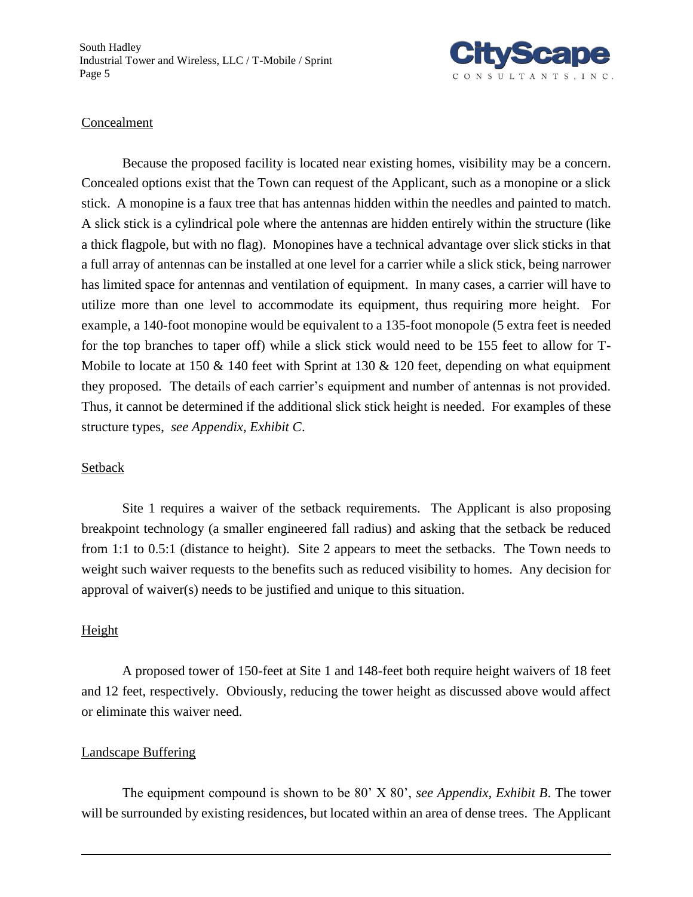## Concealment

Because the proposed facility is located near existing homes, visibility may be a concern. Concealed options exist that the Town can request of the Applicant, such as a monopine or a slick stick. A monopine is a faux tree that has antennas hidden within the needles and painted to match. A slick stick is a cylindrical pole where the antennas are hidden entirely within the structure (like a thick flagpole, but with no flag). Monopines have a technical advantage over slick sticks in that a full array of antennas can be installed at one level for a carrier while a slick stick, being narrower has limited space for antennas and ventilation of equipment. In many cases, a carrier will have to utilize more than one level to accommodate its equipment, thus requiring more height. For example, a 140-foot monopine would be equivalent to a 135-foot monopole (5 extra feet is needed for the top branches to taper off) while a slick stick would need to be 155 feet to allow for T-Mobile to locate at 150 & 140 feet with Sprint at 130 & 120 feet, depending on what equipment they proposed. The details of each carrier's equipment and number of antennas is not provided. Thus, it cannot be determined if the additional slick stick height is needed. For examples of these structure types, *see Appendix, Exhibit C*.

## Setback

Site 1 requires a waiver of the setback requirements. The Applicant is also proposing breakpoint technology (a smaller engineered fall radius) and asking that the setback be reduced from 1:1 to 0.5:1 (distance to height). Site 2 appears to meet the setbacks. The Town needs to weight such waiver requests to the benefits such as reduced visibility to homes. Any decision for approval of waiver(s) needs to be justified and unique to this situation.

## Height

A proposed tower of 150-feet at Site 1 and 148-feet both require height waivers of 18 feet and 12 feet, respectively. Obviously, reducing the tower height as discussed above would affect or eliminate this waiver need.

## Landscape Buffering

The equipment compound is shown to be 80' X 80', *see Appendix, Exhibit B*. The tower will be surrounded by existing residences, but located within an area of dense trees. The Applicant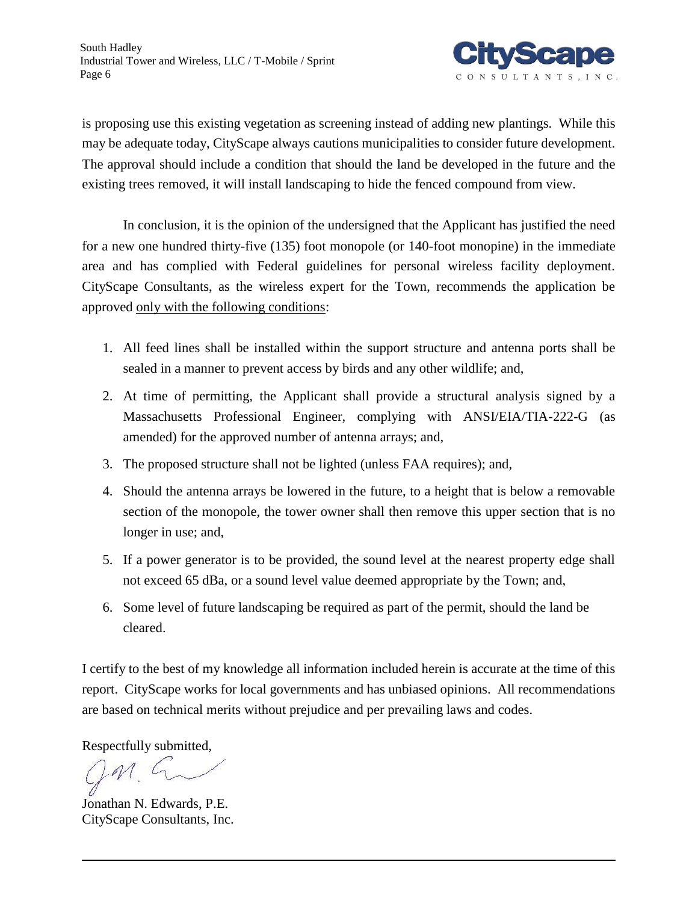is proposing use this existing vegetation as screening instead of adding new plantings. While this may be adequate today, CityScape always cautions municipalities to consider future development. The approval should include a condition that should the land be developed in the future and the existing trees removed, it will install landscaping to hide the fenced compound from view.

In conclusion, it is the opinion of the undersigned that the Applicant has justified the need for a new one hundred thirty-five (135) foot monopole (or 140-foot monopine) in the immediate area and has complied with Federal guidelines for personal wireless facility deployment. CityScape Consultants, as the wireless expert for the Town, recommends the application be approved <u>only with the following conditions</u>:

1. All feed lines shall be installed within the support structure and antenna ports shall be sealed in a manner to prevent access by birds and any other wildlife; and,
2. At time of permitting, the Applicant shall provide a structural analysis signed by a Massachusetts Professional Engineer, complying with ANSI/EIA/TIA-222-G (as amended) for the approved number of antenna arrays; and,
3. The proposed structure shall not be lighted (unless FAA requires); and,
4. Should the antenna arrays be lowered in the future, to a height that is below a removable section of the monopole, the tower owner shall then remove this upper section that is no longer in use; and,
5. If a power generator is to be provided, the sound level at the nearest property edge shall not exceed 65 dBa, or a sound level value deemed appropriate by the Town; and,
6. Some level of future landscaping be required as part of the permit, should the land be cleared.

I certify to the best of my knowledge all information included herein is accurate at the time of this report. CityScape works for local governments and has unbiased opinions. All recommendations are based on technical merits without prejudice and per prevailing laws and codes.

Respectfully submitted,

Jonathan N. Edwards, P.E.
CityScape Consultants, Inc.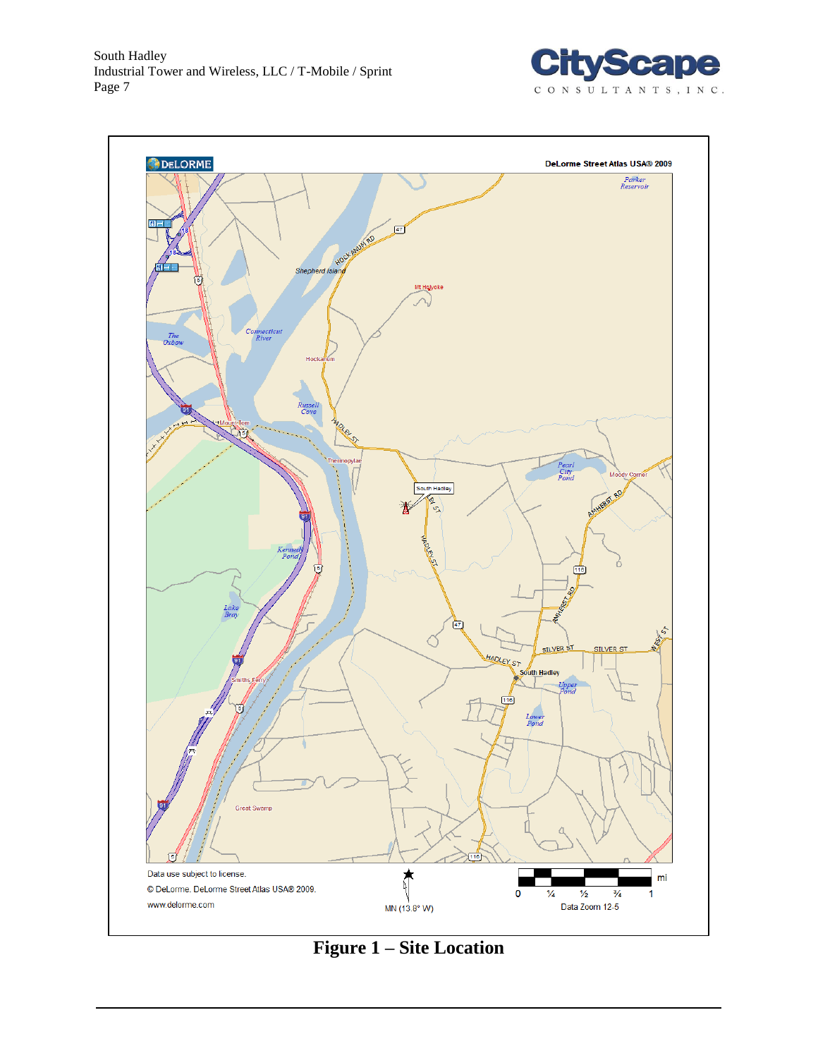Figure 1 – Site Location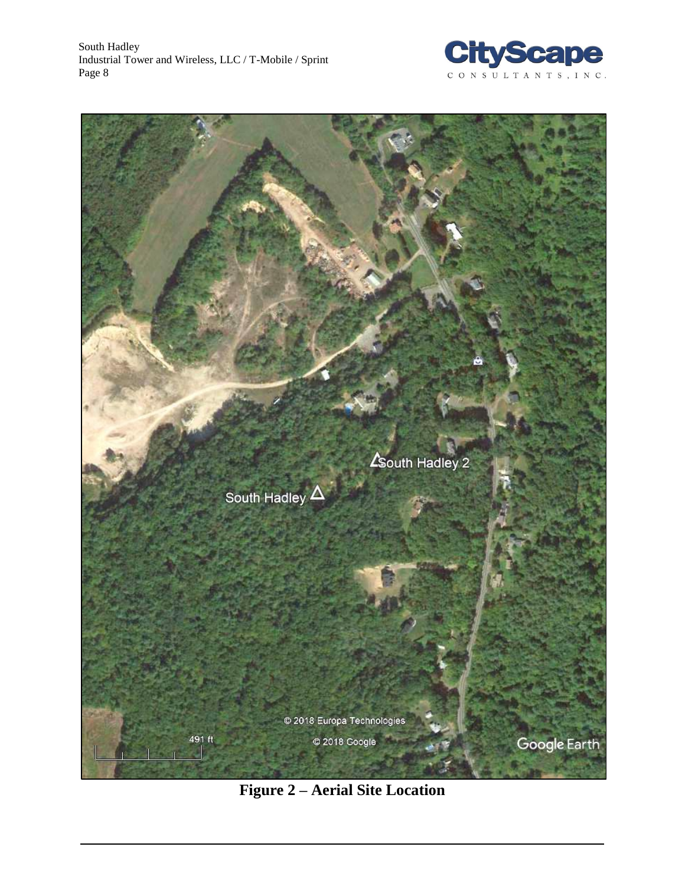Figure 2 – Aerial Site Location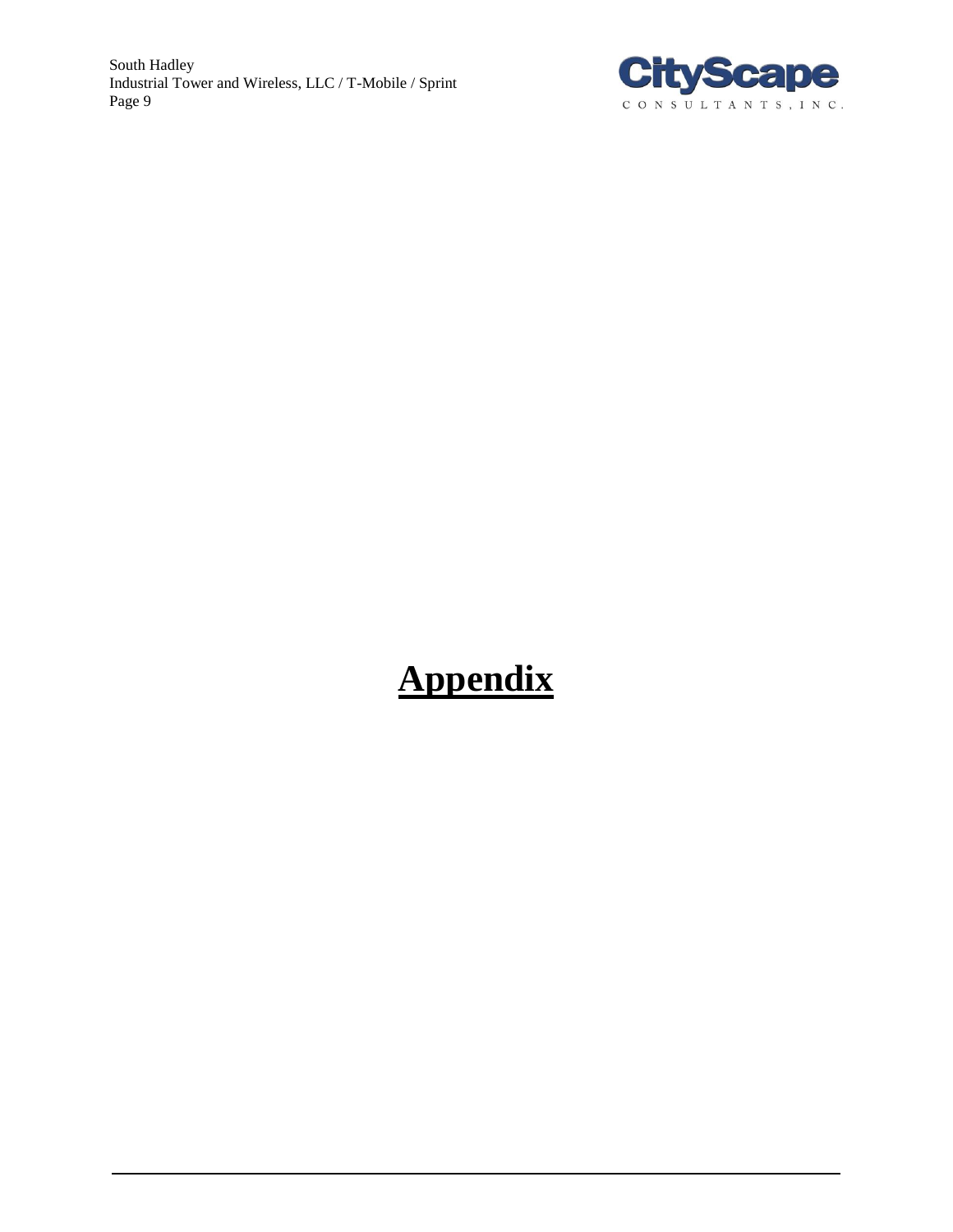# **Appendix**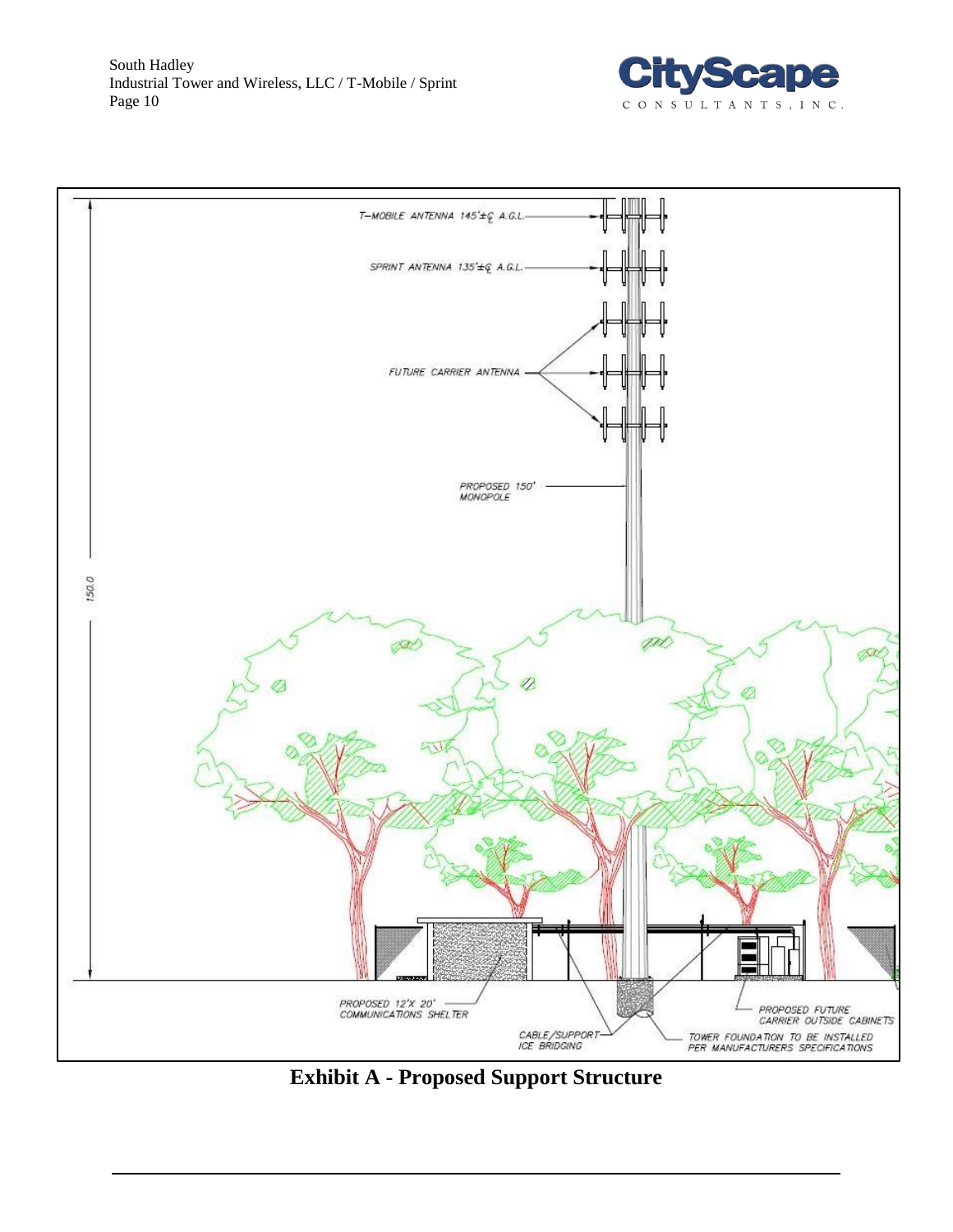T-MOBILE ANTENNA 145'± ℄ A.G.L.

SPRINT ANTENNA 135'± ℄ A.G.L.

FUTURE CARRIER ANTENNA

PROPOSED 150' MONOPOLE

150.0

PROPOSED 12'X 20' COMMUNICATIONS SHELTER

CABLE/SUPPORT ICE BRIDGING

PROPOSED FUTURE CARRIER OUTSIDE CABINETS

TOWER FOUNDATION TO BE INSTALLED PER MANUFACTURERS SPECIFICATIONS

**Exhibit A - Proposed Support Structure**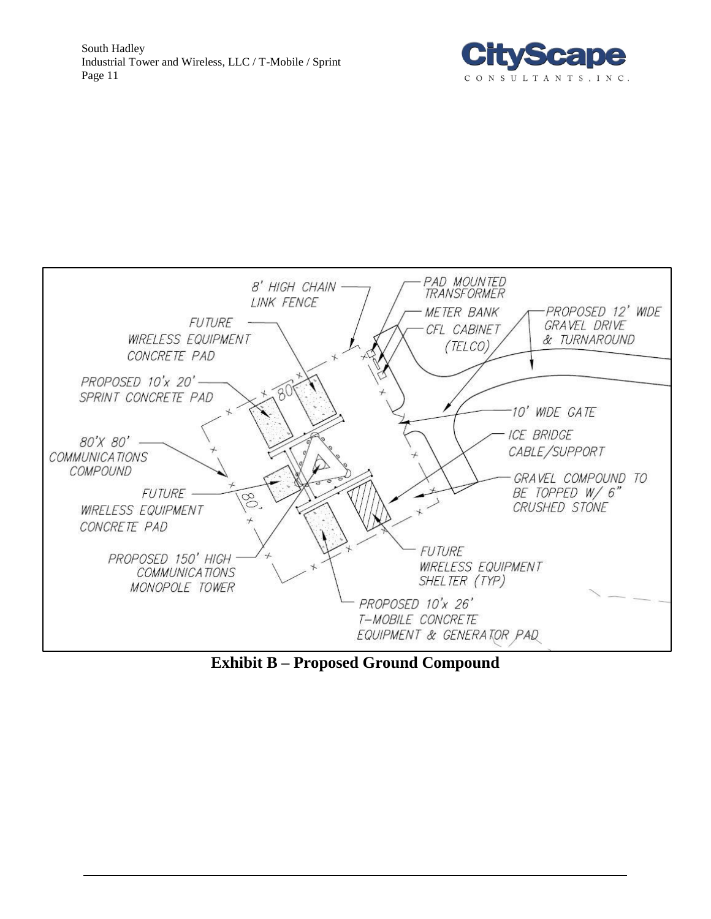**Exhibit B – Proposed Ground Compound**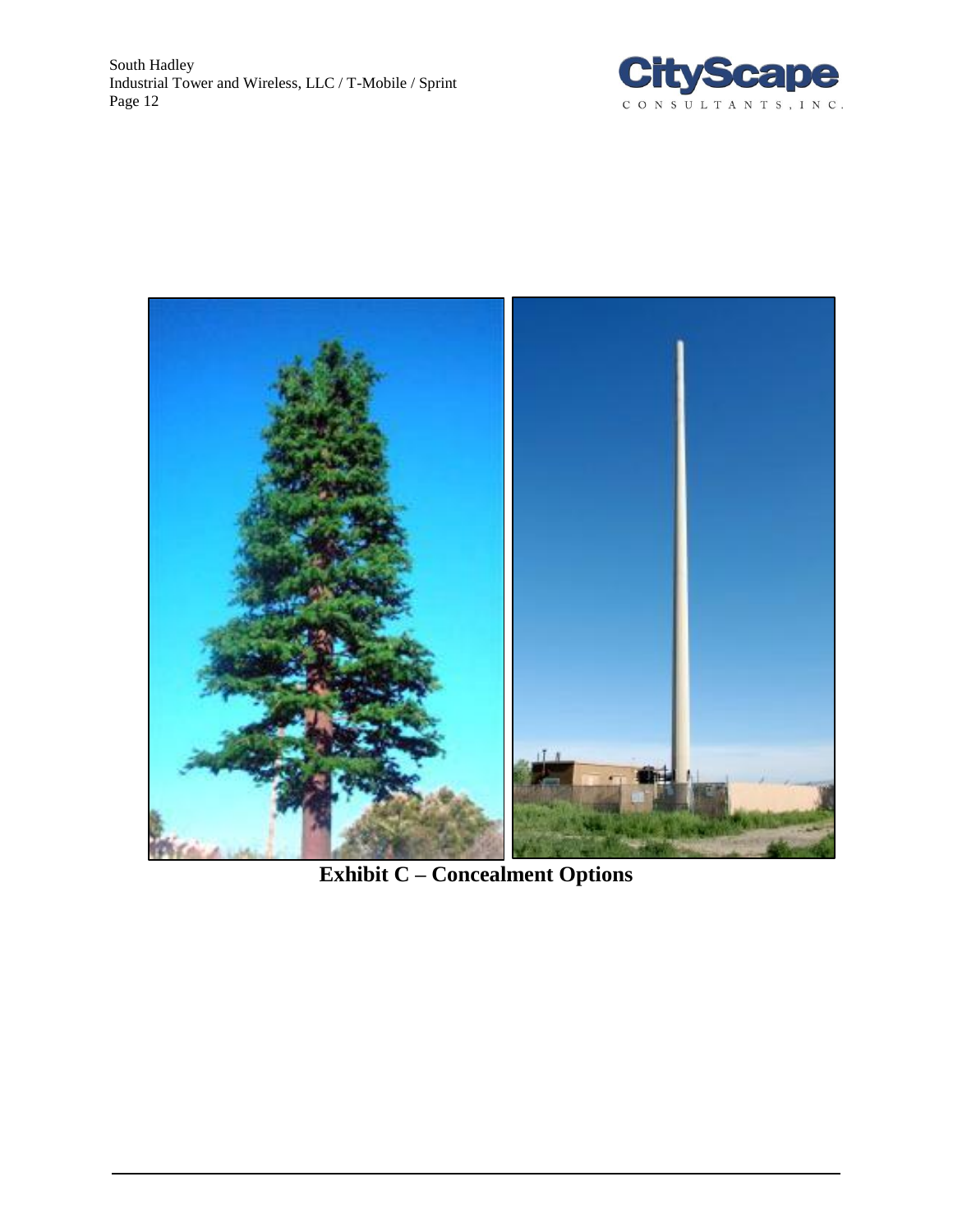**Exhibit C – Concealment Options**